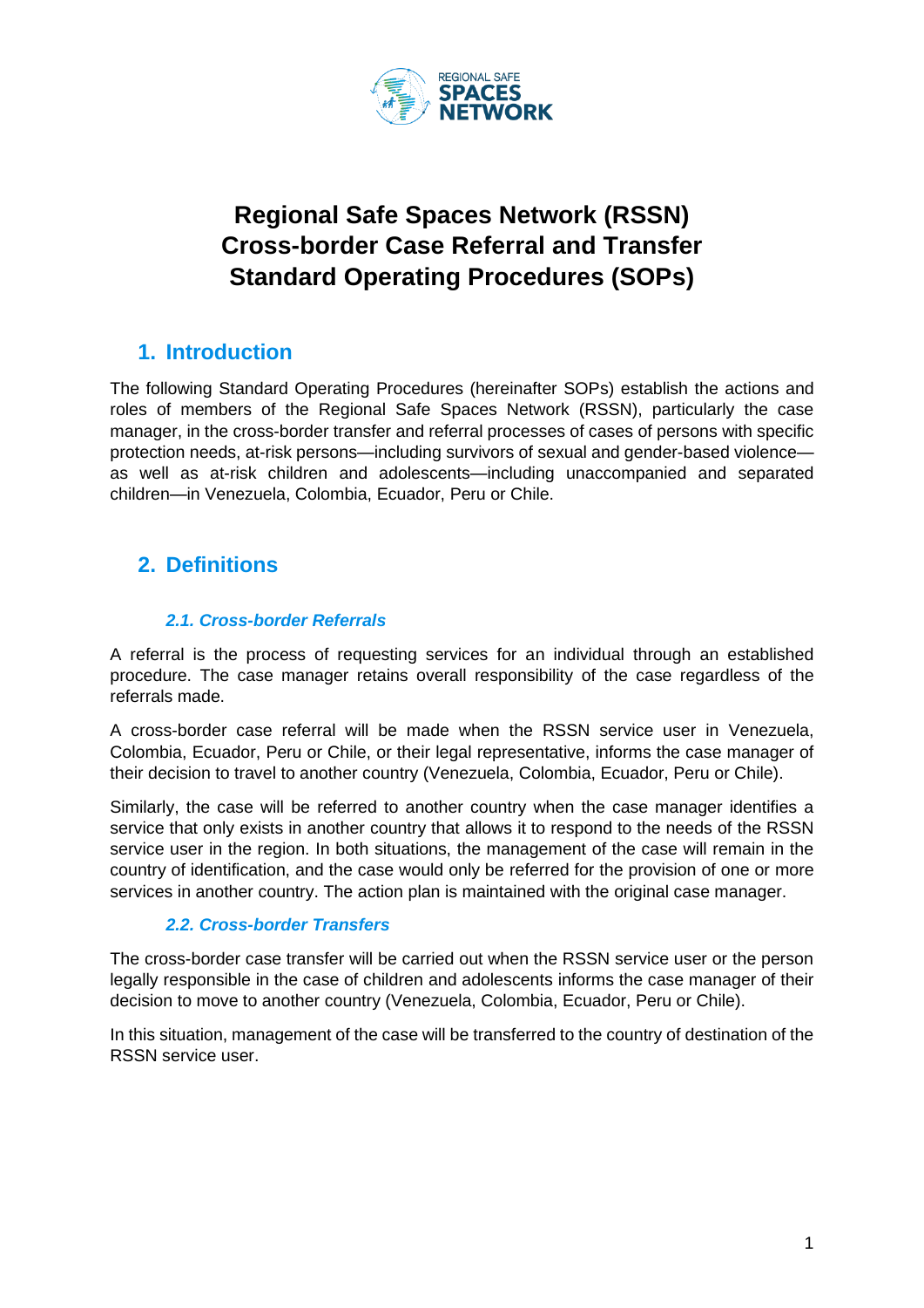# Regional Safe Spaces Network (RSSN) Cross-border Case Referral and Transfer Standard Operating Procedures (SOPs)

## 1. Introduction

The following Standard Operating Procedures (hereinafter SOPs) establish the actions and roles of members of the Regional Safe Spaces Network (RSSN), particularly the case manager, in the cross-border transfer and referral processes of cases of persons with specific protection needs, at-risk persons—including survivors of sexual and gender-based violence—as well as at-risk children and adolescents—including unaccompanied and separated children—in Venezuela, Colombia, Ecuador, Peru or Chile.

## 2. Definitions

### *2.1. Cross-border Referrals*

A referral is the process of requesting services for an individual through an established procedure. The case manager retains overall responsibility of the case regardless of the referrals made.

A cross-border case referral will be made when the RSSN service user in Venezuela, Colombia, Ecuador, Peru or Chile, or their legal representative, informs the case manager of their decision to travel to another country (Venezuela, Colombia, Ecuador, Peru or Chile).

Similarly, the case will be referred to another country when the case manager identifies a service that only exists in another country that allows it to respond to the needs of the RSSN service user in the region. In both situations, the management of the case will remain in the country of identification, and the case would only be referred for the provision of one or more services in another country. The action plan is maintained with the original case manager.

### *2.2. Cross-border Transfers*

The cross-border case transfer will be carried out when the RSSN service user or the person legally responsible in the case of children and adolescents informs the case manager of their decision to move to another country (Venezuela, Colombia, Ecuador, Peru or Chile).

In this situation, management of the case will be transferred to the country of destination of the RSSN service user.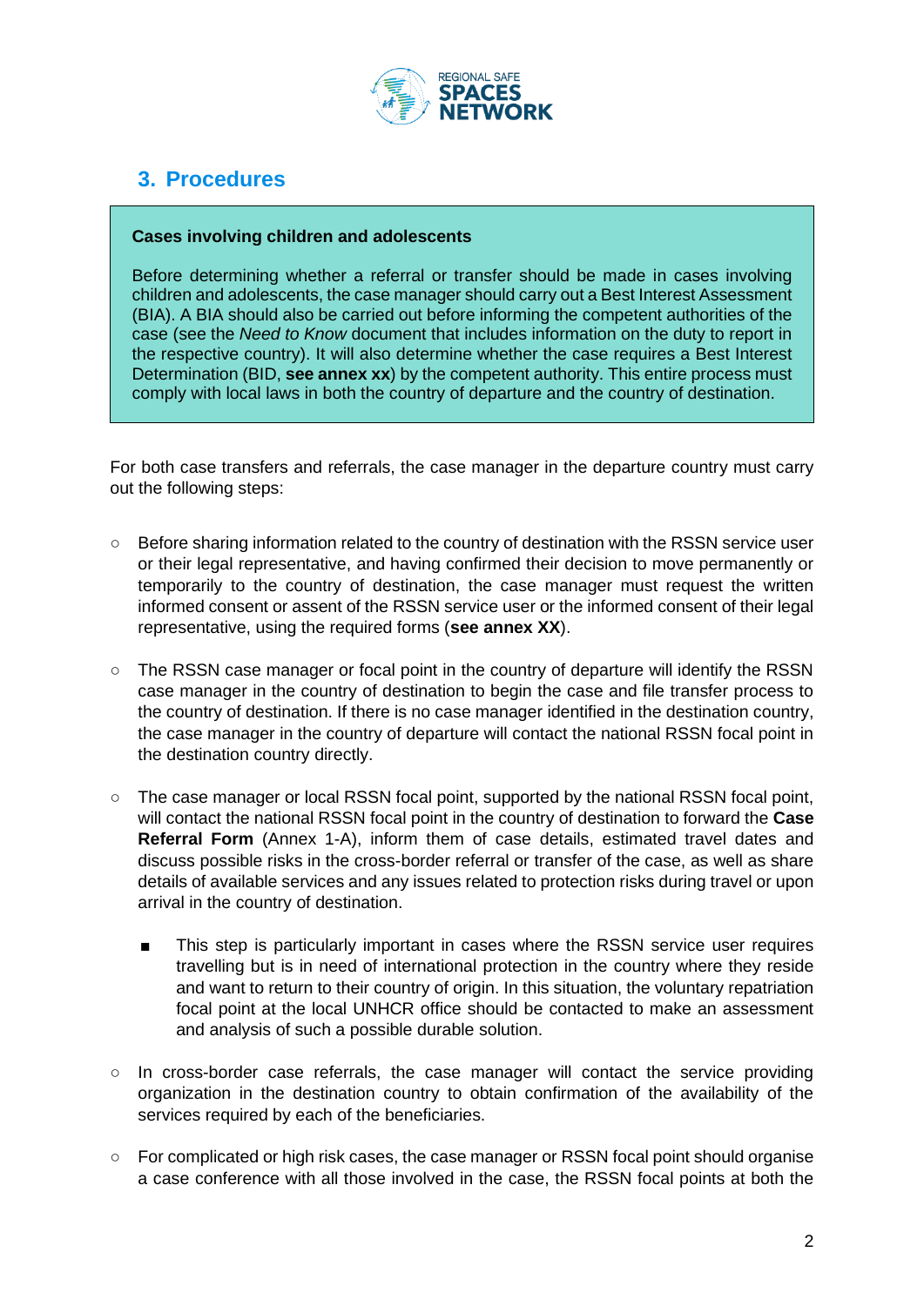## 3. Procedures

> **Cases involving children and adolescents**
>
> Before determining whether a referral or transfer should be made in cases involving children and adolescents, the case manager should carry out a Best Interest Assessment (BIA). A BIA should also be carried out before informing the competent authorities of the case (see the *Need to Know* document that includes information on the duty to report in the respective country). It will also determine whether the case requires a Best Interest Determination (BID, **see annex xx**) by the competent authority. This entire process must comply with local laws in both the country of departure and the country of destination.

For both case transfers and referrals, the case manager in the departure country must carry out the following steps:

- Before sharing information related to the country of destination with the RSSN service user or their legal representative, and having confirmed their decision to move permanently or temporarily to the country of destination, the case manager must request the written informed consent or assent of the RSSN service user or the informed consent of their legal representative, using the required forms (**see annex XX**).

- The RSSN case manager or focal point in the country of departure will identify the RSSN case manager in the country of destination to begin the case and file transfer process to the country of destination. If there is no case manager identified in the destination country, the case manager in the country of departure will contact the national RSSN focal point in the destination country directly.

- The case manager or local RSSN focal point, supported by the national RSSN focal point, will contact the national RSSN focal point in the country of destination to forward the **Case Referral Form** (Annex 1-A), inform them of case details, estimated travel dates and discuss possible risks in the cross-border referral or transfer of the case, as well as share details of available services and any issues related to protection risks during travel or upon arrival in the country of destination.

    - This step is particularly important in cases where the RSSN service user requires travelling but is in need of international protection in the country where they reside and want to return to their country of origin. In this situation, the voluntary repatriation focal point at the local UNHCR office should be contacted to make an assessment and analysis of such a possible durable solution.

- In cross-border case referrals, the case manager will contact the service providing organization in the destination country to obtain confirmation of the availability of the services required by each of the beneficiaries.

- For complicated or high risk cases, the case manager or RSSN focal point should organise a case conference with all those involved in the case, the RSSN focal points at both the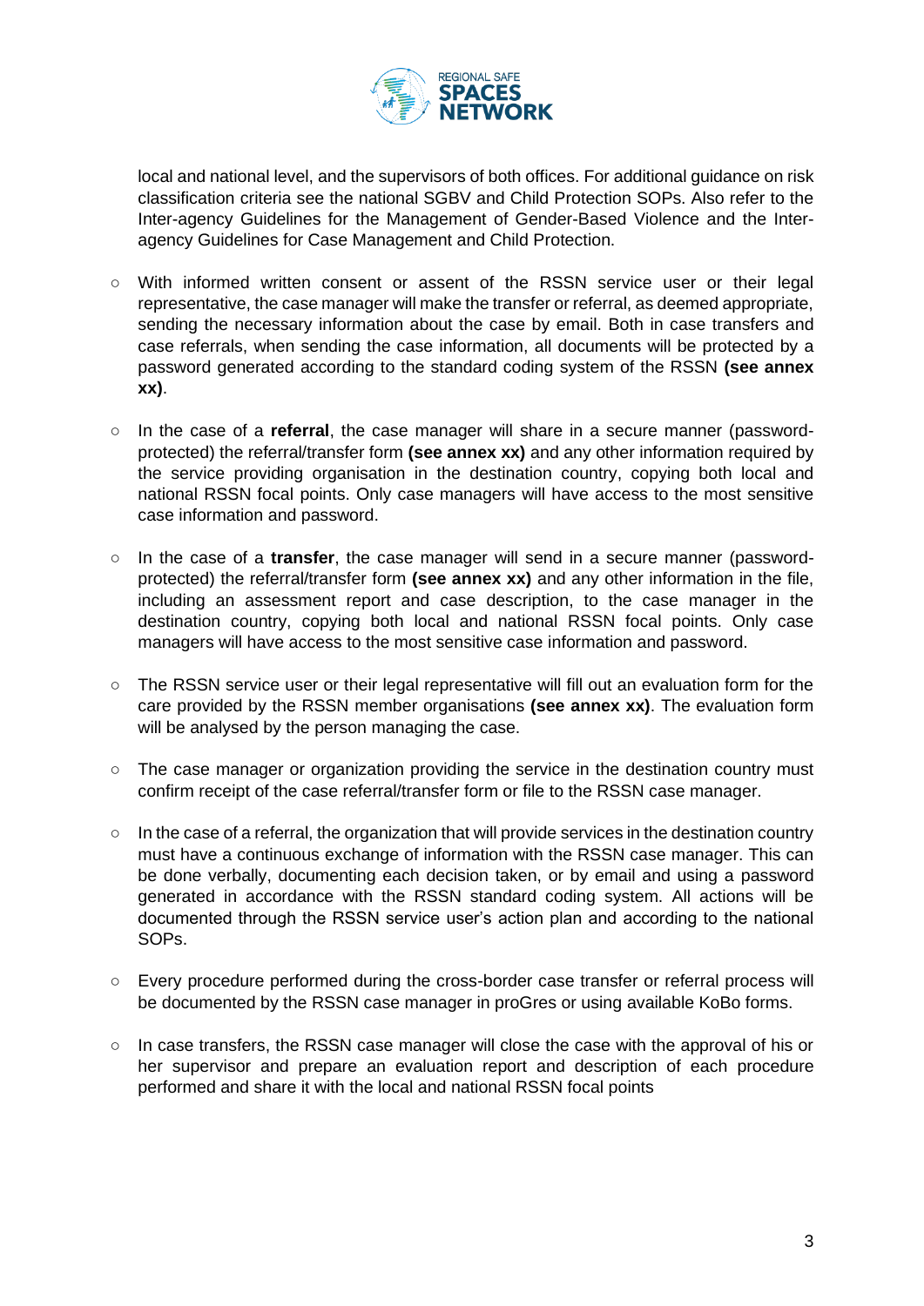local and national level, and the supervisors of both offices. For additional guidance on risk classification criteria see the national SGBV and Child Protection SOPs. Also refer to the Inter-agency Guidelines for the Management of Gender-Based Violence and the Inter-agency Guidelines for Case Management and Child Protection.

- With informed written consent or assent of the RSSN service user or their legal representative, the case manager will make the transfer or referral, as deemed appropriate, sending the necessary information about the case by email. Both in case transfers and case referrals, when sending the case information, all documents will be protected by a password generated according to the standard coding system of the RSSN **(see annex xx)**.

- In the case of a **referral**, the case manager will share in a secure manner (password-protected) the referral/transfer form **(see annex xx)** and any other information required by the service providing organisation in the destination country, copying both local and national RSSN focal points. Only case managers will have access to the most sensitive case information and password.

- In the case of a **transfer**, the case manager will send in a secure manner (password-protected) the referral/transfer form **(see annex xx)** and any other information in the file, including an assessment report and case description, to the case manager in the destination country, copying both local and national RSSN focal points. Only case managers will have access to the most sensitive case information and password.

- The RSSN service user or their legal representative will fill out an evaluation form for the care provided by the RSSN member organisations **(see annex xx)**. The evaluation form will be analysed by the person managing the case.

- The case manager or organization providing the service in the destination country must confirm receipt of the case referral/transfer form or file to the RSSN case manager.

- In the case of a referral, the organization that will provide services in the destination country must have a continuous exchange of information with the RSSN case manager. This can be done verbally, documenting each decision taken, or by email and using a password generated in accordance with the RSSN standard coding system. All actions will be documented through the RSSN service user's action plan and according to the national SOPs.

- Every procedure performed during the cross-border case transfer or referral process will be documented by the RSSN case manager in proGres or using available KoBo forms.

- In case transfers, the RSSN case manager will close the case with the approval of his or her supervisor and prepare an evaluation report and description of each procedure performed and share it with the local and national RSSN focal points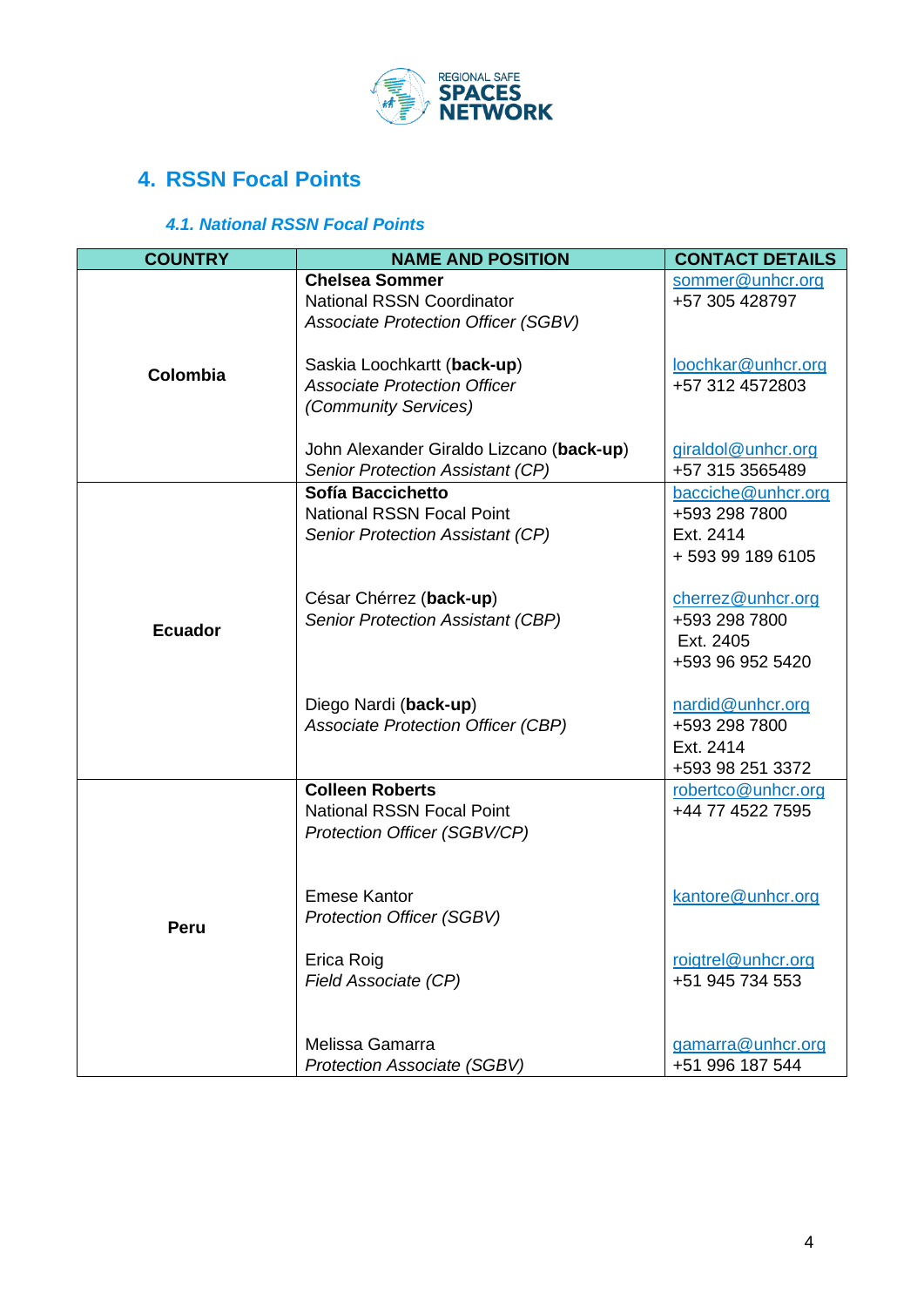## 4. RSSN Focal Points

### *4.1. National RSSN Focal Points*

| COUNTRY | NAME AND POSITION | CONTACT DETAILS |
|---|---|---|
| **Colombia** | **Chelsea Sommer**<br>National RSSN Coordinator<br>*Associate Protection Officer (SGBV)* | sommer@unhcr.org<br>+57 305 428797 |
| | Saskia Loochkartt (**back-up**)<br>*Associate Protection Officer (Community Services)* | loochkar@unhcr.org<br>+57 312 4572803 |
| | John Alexander Giraldo Lizcano (**back-up**)<br>*Senior Protection Assistant (CP)* | giraldol@unhcr.org<br>+57 315 3565489 |
| **Ecuador** | **Sofía Bacciche**tto<br>National RSSN Focal Point<br>*Senior Protection Assistant (CP)* | bacciche@unhcr.org<br>+593 298 7800<br>Ext. 2414<br>+ 593 99 189 6105 |
| | César Chérrez (**back-up**)<br>*Senior Protection Assistant (CBP)* | cherrez@unhcr.org<br>+593 298 7800<br>Ext. 2405<br>+593 96 952 5420 |
| | Diego Nardi (**back-up**)<br>*Associate Protection Officer (CBP)* | nardid@unhcr.org<br>+593 298 7800<br>Ext. 2414<br>+593 98 251 3372 |
| **Peru** | **Colleen Roberts**<br>National RSSN Focal Point<br>*Protection Officer (SGBV/CP)* | robertco@unhcr.org<br>+44 77 4522 7595 |
| | Emese Kantor<br>*Protection Officer (SGBV)* | kantore@unhcr.org |
| | Erica Roig<br>*Field Associate (CP)* | roigtrel@unhcr.org<br>+51 945 734 553 |
| | Melissa Gamarra<br>*Protection Associate (SGBV)* | gamarra@unhcr.org<br>+51 996 187 544 |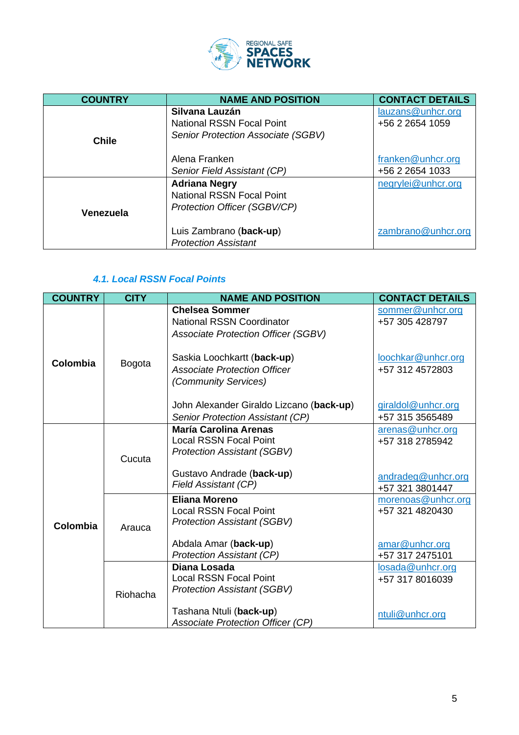| COUNTRY | NAME AND POSITION | CONTACT DETAILS |
|---|---|---|
| **Chile** | **Silvana Lauzán**<br>National RSSN Focal Point<br>*Senior Protection Associate (SGBV)*<br><br>Alena Franken<br>*Senior Field Assistant (CP)* | lauzans@unhcr.org<br>+56 2 2654 1059<br><br><br>franken@unhcr.org<br>+56 2 2654 1033 |
| **Venezuela** | **Adriana Negry**<br>National RSSN Focal Point<br>*Protection Officer (SGBV/CP)*<br><br>Luis Zambrano (**back-up**)<br>*Protection Assistant* | negrylei@unhcr.org<br><br><br><br>zambrano@unhcr.org |

### *4.1. Local RSSN Focal Points*

| COUNTRY | CITY | NAME AND POSITION | CONTACT DETAILS |
|---|---|---|---|
| **Colombia** | Bogota | **Chelsea Sommer**<br>National RSSN Coordinator<br>*Associate Protection Officer (SGBV)*<br><br>Saskia Loochkartt (**back-up**)<br>*Associate Protection Officer*<br>*(Community Services)*<br><br>John Alexander Giraldo Lizcano (**back-up**)<br>*Senior Protection Assistant (CP)* | sommer@unhcr.org<br>+57 305 428797<br><br><br>loochkar@unhcr.org<br>+57 312 4572803<br><br><br>giraldol@unhcr.org<br>+57 315 3565489 |
| **Colombia** | Cucuta | **María Carolina Arenas**<br>Local RSSN Focal Point<br>*Protection Assistant (SGBV)*<br><br>Gustavo Andrade (**back-up**)<br>*Field Assistant (CP)* | arenas@unhcr.org<br>+57 318 2785942<br><br><br>andradeg@unhcr.org<br>+57 321 3801447 |
| | Arauca | **Eliana Moreno**<br>Local RSSN Focal Point<br>*Protection Assistant (SGBV)*<br><br>Abdala Amar (**back-up**)<br>*Protection Assistant (CP)* | morenoas@unhcr.org<br>+57 321 4820430<br><br><br>amar@unhcr.org<br>+57 317 2475101 |
| | Riohacha | **Diana Losada**<br>Local RSSN Focal Point<br>*Protection Assistant (SGBV)*<br><br>Tashana Ntuli (**back-up**)<br>*Associate Protection Officer (CP)* | losada@unhcr.org<br>+57 317 8016039<br><br><br>ntuli@unhcr.org |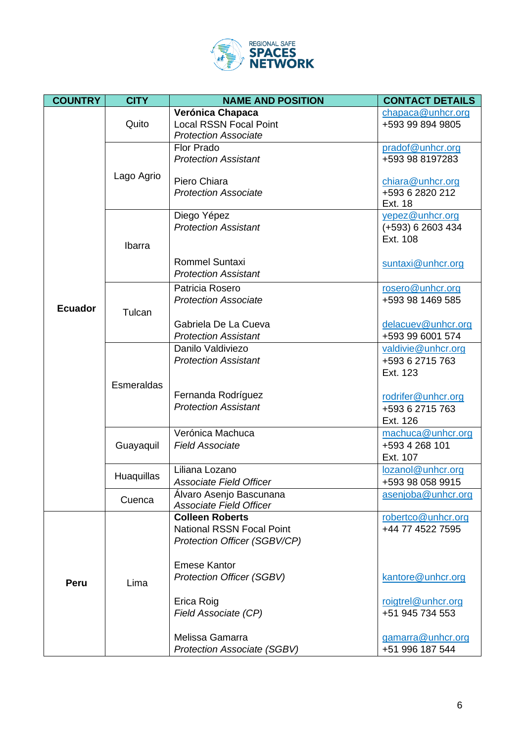REGIONAL SAFE **SPACES NETWORK**

| COUNTRY | CITY | NAME AND POSITION | CONTACT DETAILS |
|---|---|---|---|
| **Ecuador** | Quito | **Verónica Chapaca**<br>Local RSSN Focal Point<br>*Protection Associate* | chapaca@unhcr.org<br>+593 99 894 9805 |
| | Lago Agrio | Flor Prado<br>*Protection Assistant*<br><br>Piero Chiara<br>*Protection Associate* | pradof@unhcr.org<br>+593 98 8197283<br><br>chiara@unhcr.org<br>+593 6 2820 212<br>Ext. 18 |
| | Ibarra | Diego Yépez<br>*Protection Assistant*<br><br>Rommel Suntaxi<br>*Protection Assistant* | yepez@unhcr.org<br>(+593) 6 2603 434<br>Ext. 108<br><br>suntaxi@unhcr.org |
| | Tulcan | Patricia Rosero<br>*Protection Associate*<br><br>Gabriela De La Cueva<br>*Protection Assistant* | rosero@unhcr.org<br>+593 98 1469 585<br><br>delacuev@unhcr.org<br>+593 99 6001 574 |
| | Esmeraldas | Danilo Valdiviezo<br>*Protection Assistant*<br><br>Fernanda Rodríguez<br>*Protection Assistant* | valdivie@unhcr.org<br>+593 6 2715 763<br>Ext. 123<br><br>rodrifer@unhcr.org<br>+593 6 2715 763<br>Ext. 126 |
| | Guayaquil | Verónica Machuca<br>*Field Associate* | machuca@unhcr.org<br>+593 4 268 101<br>Ext. 107 |
| | Huaquillas | Liliana Lozano<br>*Associate Field Officer* | lozanol@unhcr.org<br>+593 98 058 9915 |
| | Cuenca | Álvaro Asenjo Bascunana<br>*Associate Field Officer* | asenjoba@unhcr.org |
| **Peru** | Lima | **Colleen Roberts**<br>National RSSN Focal Point<br>*Protection Officer (SGBV/CP)*<br><br>Emese Kantor<br>*Protection Officer (SGBV)*<br><br>Erica Roig<br>*Field Associate (CP)*<br><br>Melissa Gamarra<br>*Protection Associate (SGBV)* | robertco@unhcr.org<br>+44 77 4522 7595<br><br>kantore@unhcr.org<br><br>roigtrel@unhcr.org<br>+51 945 734 553<br><br>gamarra@unhcr.org<br>+51 996 187 544 |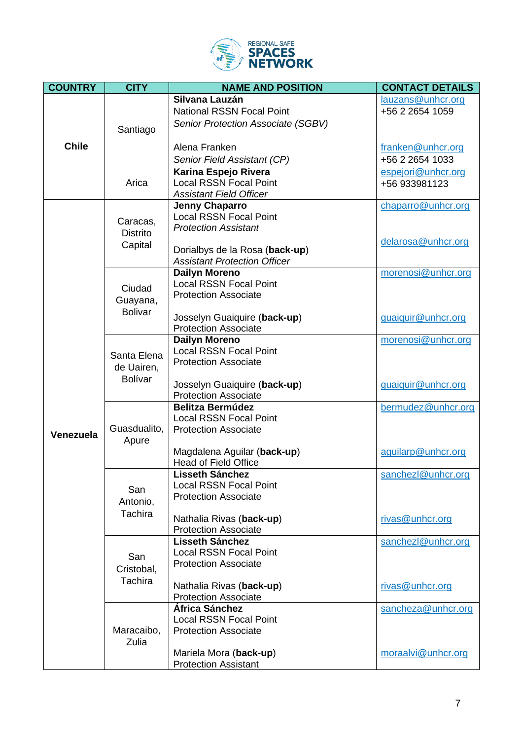| COUNTRY | CITY | NAME AND POSITION | CONTACT DETAILS |
|---|---|---|---|
| **Chile** | Santiago | **Silvana Lauzán**<br>National RSSN Focal Point<br>*Senior Protection Associate (SGBV)*<br><br>Alena Franken<br>*Senior Field Assistant (CP)* | lauzans@unhcr.org<br>+56 2 2654 1059<br><br>franken@unhcr.org<br>+56 2 2654 1033 |
| | Arica | **Karina Espejo Rivera**<br>Local RSSN Focal Point<br>*Assistant Field Officer* | espejori@unhcr.org<br>+56 933981123 |
| **Venezuela** | Caracas, Distrito Capital | **Jenny Chaparro**<br>Local RSSN Focal Point<br>*Protection Assistant*<br><br>Dorialbys de la Rosa (**back-up**)<br>*Assistant Protection Officer* | chaparro@unhcr.org<br><br>delarosa@unhcr.org |
| | Ciudad Guayana, Bolivar | **Dailyn Moreno**<br>Local RSSN Focal Point<br>Protection Associate<br><br>Josselyn Guaiquire (**back-up**)<br>Protection Associate | morenosi@unhcr.org<br><br>guaiquir@unhcr.org |
| | Santa Elena de Uairen, Bolívar | **Dailyn Moreno**<br>Local RSSN Focal Point<br>Protection Associate<br><br>Josselyn Guaiquire (**back-up**)<br>Protection Associate | morenosi@unhcr.org<br><br>guaiquir@unhcr.org |
| | Guasdualito, Apure | **Belitza Bermúdez**<br>Local RSSN Focal Point<br>Protection Associate<br><br>Magdalena Aguilar (**back-up**)<br>Head of Field Office | bermudez@unhcr.org<br><br>aguilarp@unhcr.org |
| | San Antonio, Tachira | **Lisseth Sánchez**<br>Local RSSN Focal Point<br>Protection Associate<br><br>Nathalia Rivas (**back-up**)<br>Protection Associate | sanchezl@unhcr.org<br><br>rivas@unhcr.org |
| | San Cristobal, Tachira | **Lisseth Sánchez**<br>Local RSSN Focal Point<br>Protection Associate<br><br>Nathalia Rivas (**back-up**)<br>Protection Associate | sanchezl@unhcr.org<br><br>rivas@unhcr.org |
| | Maracaibo, Zulia | **África Sánchez**<br>Local RSSN Focal Point<br>Protection Associate<br><br>Mariela Mora (**back-up**)<br>Protection Assistant | sancheza@unhcr.org<br><br>moraalvi@unhcr.org |